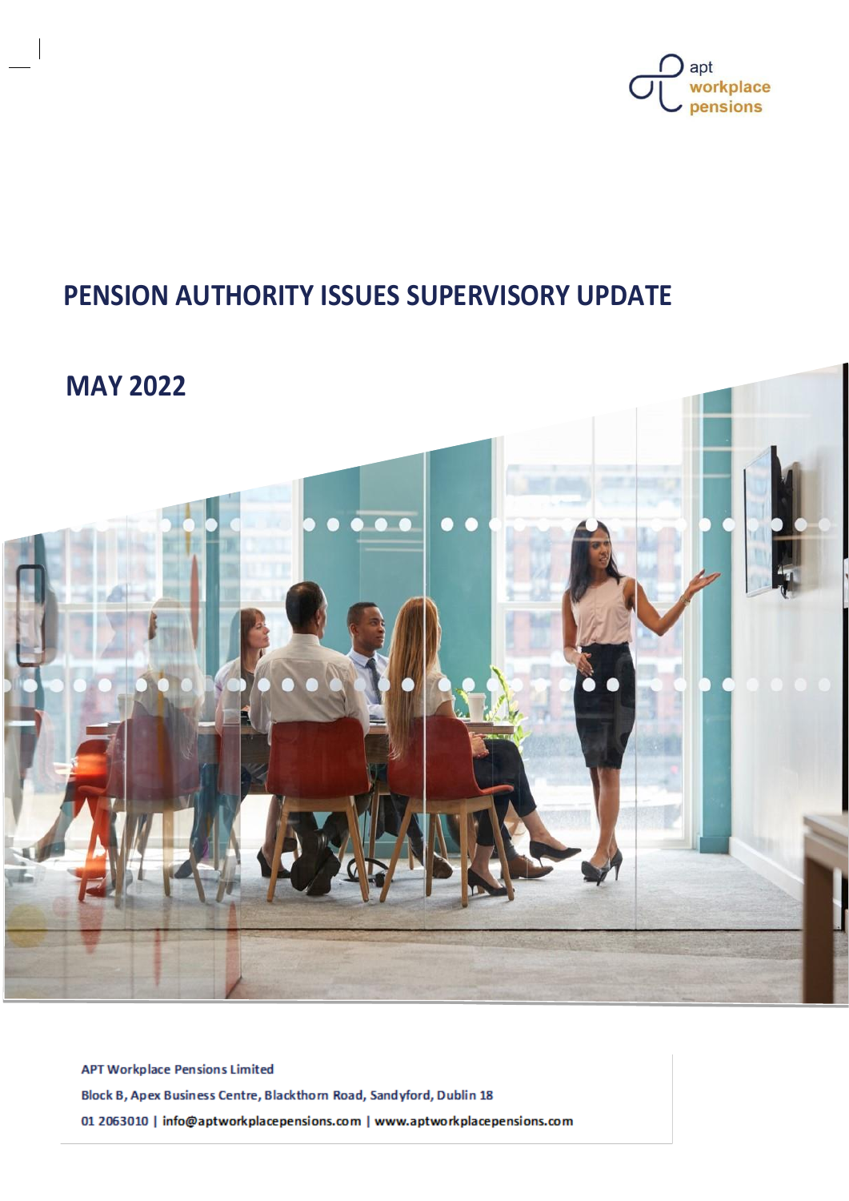apt workplace pensions

# PENSION AUTHORITY ISSUES SUPERVISORY UPDATE

## MAY 2022

APT Workplace Pensions Limited

Block B, Apex Business Centre, Blackthorn Road, Sandyford, Dublin 18

01 2063010 | info@aptworkplacepensions.com | www.aptworkplacepensions.com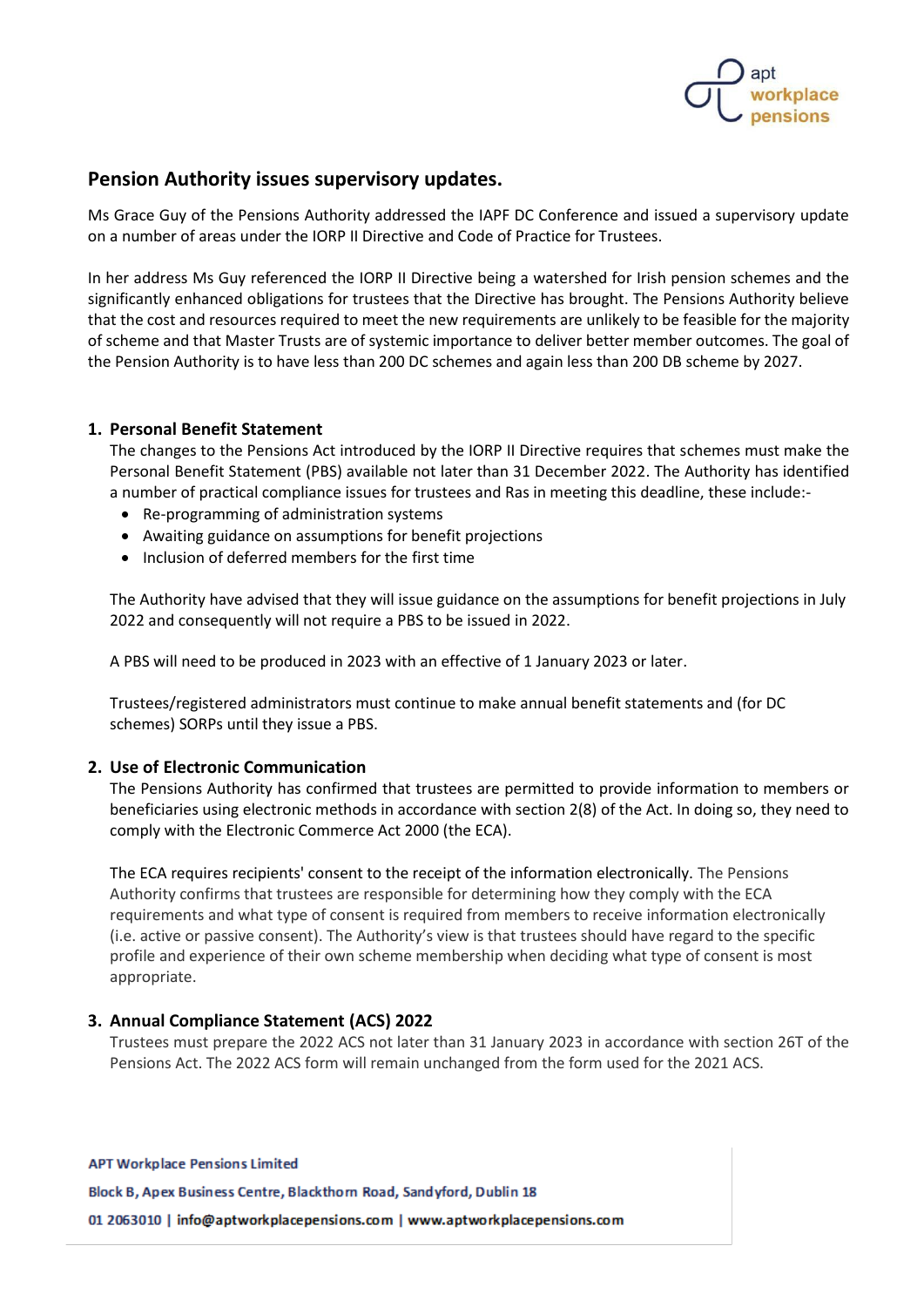## Pension Authority issues supervisory updates.

Ms Grace Guy of the Pensions Authority addressed the IAPF DC Conference and issued a supervisory update on a number of areas under the IORP II Directive and Code of Practice for Trustees.

In her address Ms Guy referenced the IORP II Directive being a watershed for Irish pension schemes and the significantly enhanced obligations for trustees that the Directive has brought. The Pensions Authority believe that the cost and resources required to meet the new requirements are unlikely to be feasible for the majority of scheme and that Master Trusts are of systemic importance to deliver better member outcomes. The goal of the Pension Authority is to have less than 200 DC schemes and again less than 200 DB scheme by 2027.

1. **Personal Benefit Statement**

   The changes to the Pensions Act introduced by the IORP II Directive requires that schemes must make the Personal Benefit Statement (PBS) available not later than 31 December 2022. The Authority has identified a number of practical compliance issues for trustees and Ras in meeting this deadline, these include:-

   - Re-programming of administration systems
   - Awaiting guidance on assumptions for benefit projections
   - Inclusion of deferred members for the first time

   The Authority have advised that they will issue guidance on the assumptions for benefit projections in July 2022 and consequently will not require a PBS to be issued in 2022.

   A PBS will need to be produced in 2023 with an effective of 1 January 2023 or later.

   Trustees/registered administrators must continue to make annual benefit statements and (for DC schemes) SORPs until they issue a PBS.

2. **Use of Electronic Communication**

   The Pensions Authority has confirmed that trustees are permitted to provide information to members or beneficiaries using electronic methods in accordance with section 2(8) of the Act. In doing so, they need to comply with the Electronic Commerce Act 2000 (the ECA).

   The ECA requires recipients' consent to the receipt of the information electronically. The Pensions Authority confirms that trustees are responsible for determining how they comply with the ECA requirements and what type of consent is required from members to receive information electronically (i.e. active or passive consent). The Authority's view is that trustees should have regard to the specific profile and experience of their own scheme membership when deciding what type of consent is most appropriate.

3. **Annual Compliance Statement (ACS) 2022**

   Trustees must prepare the 2022 ACS not later than 31 January 2023 in accordance with section 26T of the Pensions Act. The 2022 ACS form will remain unchanged from the form used for the 2021 ACS.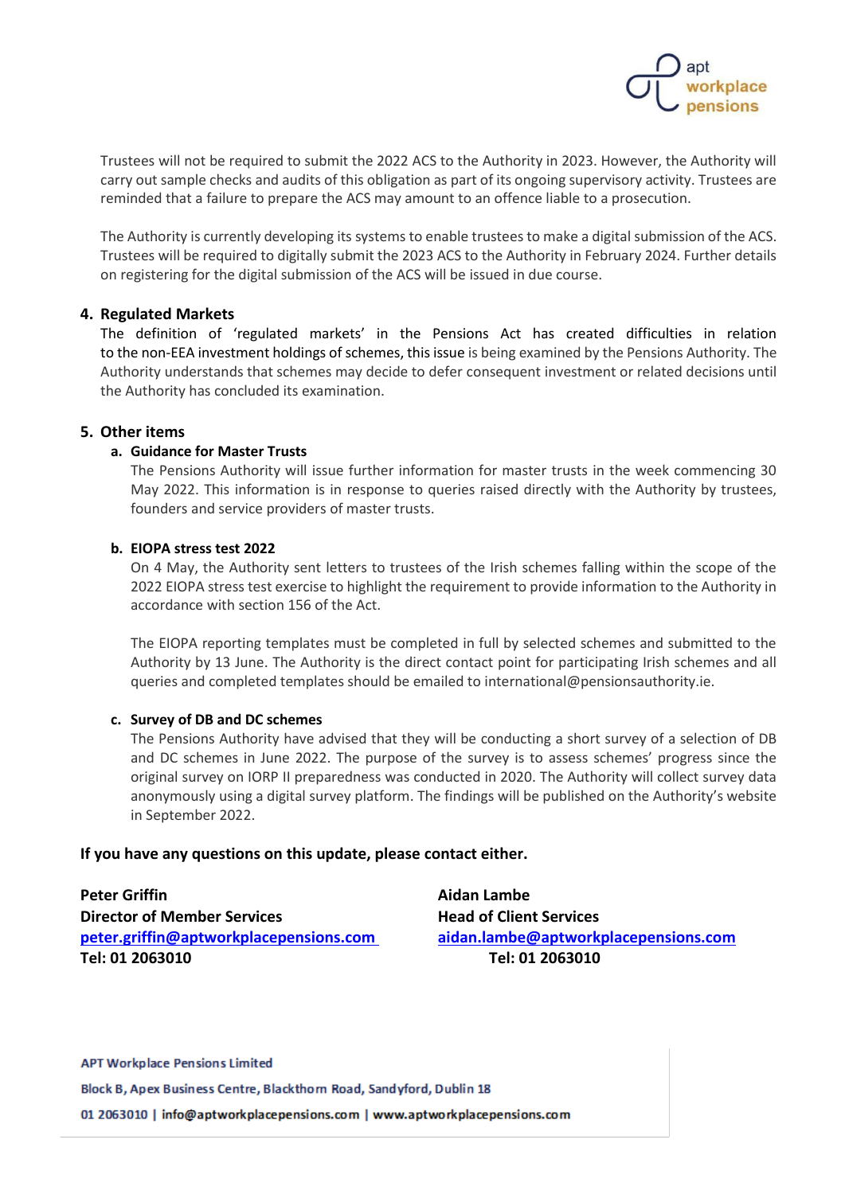Trustees will not be required to submit the 2022 ACS to the Authority in 2023. However, the Authority will carry out sample checks and audits of this obligation as part of its ongoing supervisory activity. Trustees are reminded that a failure to prepare the ACS may amount to an offence liable to a prosecution.

The Authority is currently developing its systems to enable trustees to make a digital submission of the ACS. Trustees will be required to digitally submit the 2023 ACS to the Authority in February 2024. Further details on registering for the digital submission of the ACS will be issued in due course.

## 4. Regulated Markets

The definition of 'regulated markets' in the Pensions Act has created difficulties in relation to the non-EEA investment holdings of schemes, this issue is being examined by the Pensions Authority. The Authority understands that schemes may decide to defer consequent investment or related decisions until the Authority has concluded its examination.

## 5. Other items

### a. Guidance for Master Trusts

The Pensions Authority will issue further information for master trusts in the week commencing 30 May 2022. This information is in response to queries raised directly with the Authority by trustees, founders and service providers of master trusts.

### b. EIOPA stress test 2022

On 4 May, the Authority sent letters to trustees of the Irish schemes falling within the scope of the 2022 EIOPA stress test exercise to highlight the requirement to provide information to the Authority in accordance with section 156 of the Act.

The EIOPA reporting templates must be completed in full by selected schemes and submitted to the Authority by 13 June. The Authority is the direct contact point for participating Irish schemes and all queries and completed templates should be emailed to international@pensionsauthority.ie.

### c. Survey of DB and DC schemes

The Pensions Authority have advised that they will be conducting a short survey of a selection of DB and DC schemes in June 2022. The purpose of the survey is to assess schemes' progress since the original survey on IORP II preparedness was conducted in 2020. The Authority will collect survey data anonymously using a digital survey platform. The findings will be published on the Authority's website in September 2022.

**If you have any questions on this update, please contact either.**

**Peter Griffin**
**Director of Member Services**
**peter.griffin@aptworkplacepensions.com**
**Tel: 01 2063010**

**Aidan Lambe**
**Head of Client Services**
**aidan.lambe@aptworkplacepensions.com**
**Tel: 01 2063010**

**APT Workplace Pensions Limited**
**Block B, Apex Business Centre, Blackthorn Road, Sandyford, Dublin 18**
**01 2063010 | info@aptworkplacepensions.com | www.aptworkplacepensions.com**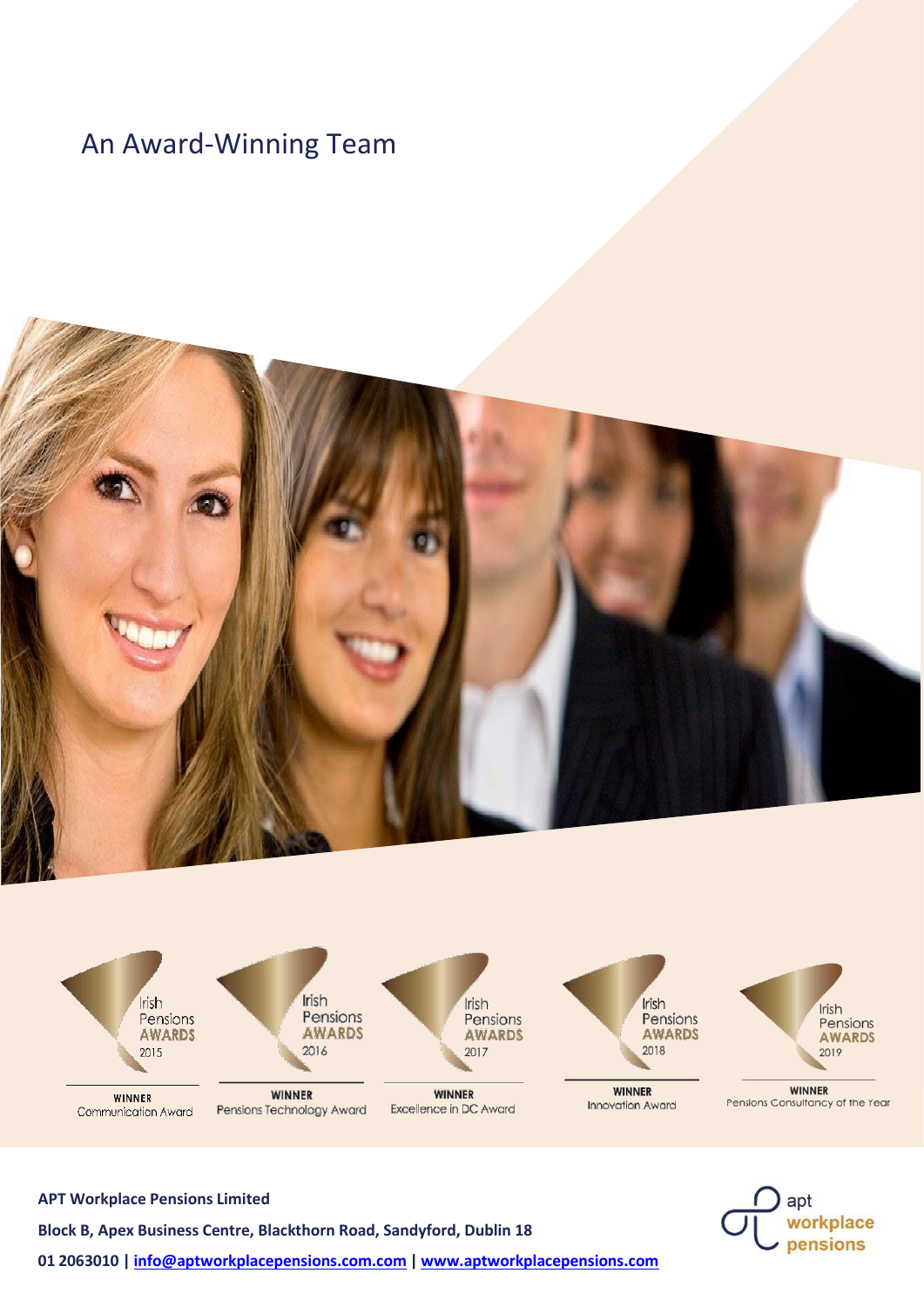# An Award-Winning Team

Irish Pensions AWARDS 2015
**WINNER**
Communication Award

Irish Pensions AWARDS 2016
**WINNER**
Pensions Technology Award

Irish Pensions AWARDS 2017
**WINNER**
Excellence in DC Award

Irish Pensions AWARDS 2018
**WINNER**
Innovation Award

Irish Pensions AWARDS 2019
**WINNER**
Pensions Consultancy of the Year

**APT Workplace Pensions Limited**

**Block B, Apex Business Centre, Blackthorn Road, Sandyford, Dublin 18**

**01 2063010 | info@aptworkplacepensions.com.com | www.aptworkplacepensions.com**

apt workplace pensions